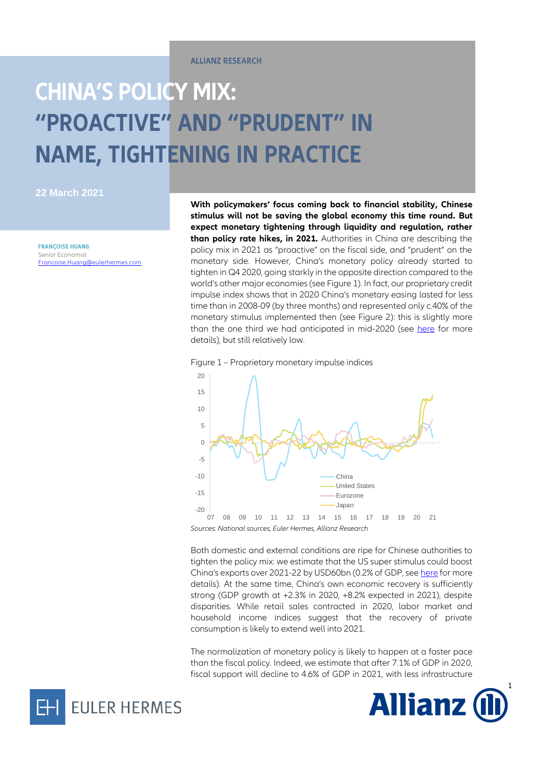ALLIANZ RESEARCH

# CHINA'S POLICY MIX: "PROACTIVE" AND "PRUDENT" IN NAME, TIGHTENING IN PRACTICE

22 March 2021

**FRANÇOISE HUANG**
Senior Economist
Francoise.Huang@eulerhermes.com

**With policymakers' focus coming back to financial stability, Chinese stimulus will not be saving the global economy this time round. But expect monetary tightening through liquidity and regulation, rather than policy rate hikes, in 2021.** Authorities in China are describing the policy mix in 2021 as "proactive" on the fiscal side, and "prudent" on the monetary side. However, China's monetary policy already started to tighten in Q4 2020, going starkly in the opposite direction compared to the world's other major economies (see Figure 1). In fact, our proprietary credit impulse index shows that in 2020 China's monetary easing lasted for less time than in 2008-09 (by three months) and represented only c.40% of the monetary stimulus implemented then (see Figure 2): this is slightly more than the one third we had anticipated in mid-2020 (see here for more details), but still relatively low.

Figure 1 – Proprietary monetary impulse indices

*Sources: National sources, Euler Hermes, Allianz Research*

Both domestic and external conditions are ripe for Chinese authorities to tighten the policy mix: we estimate that the US super stimulus could boost China's exports over 2021-22 by USD60bn (0.2% of GDP, see here for more details). At the same time, China's own economic recovery is sufficiently strong (GDP growth at +2.3% in 2020, +8.2% expected in 2021), despite disparities. While retail sales contracted in 2020, labor market and household income indices suggest that the recovery of private consumption is likely to extend well into 2021.

The normalization of monetary policy is likely to happen at a faster pace than the fiscal policy. Indeed, we estimate that after 7.1% of GDP in 2020, fiscal support will decline to 4.6% of GDP in 2021, with less infrastructure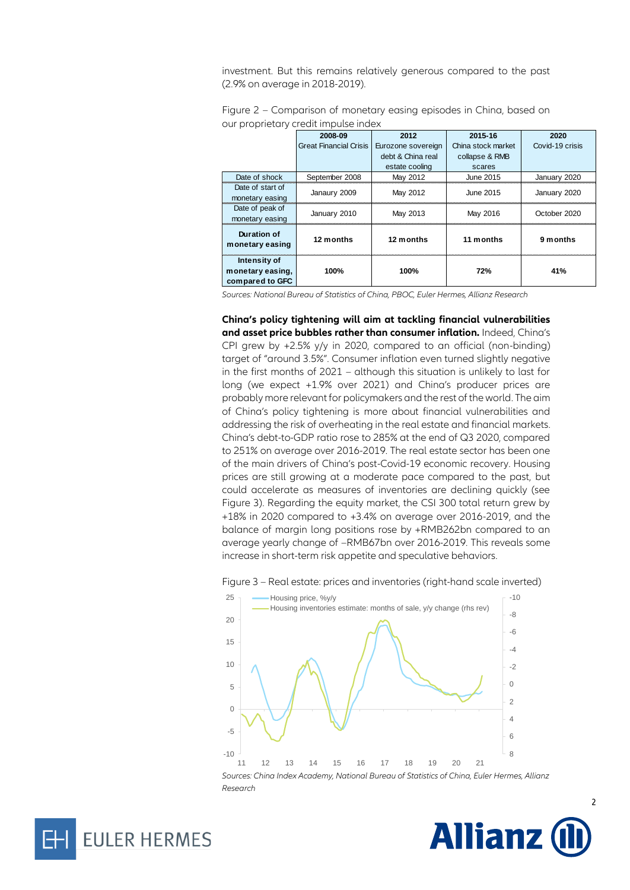investment. But this remains relatively generous compared to the past (2.9% on average in 2018-2019).

Figure 2 – Comparison of monetary easing episodes in China, based on our proprietary credit impulse index

| | 2008-09 Great Financial Crisis | 2012 Eurozone sovereign debt & China real estate cooling | 2015-16 China stock market collapse & RMB scares | 2020 Covid-19 crisis |
|---|---|---|---|---|
| Date of shock | September 2008 | May 2012 | June 2015 | January 2020 |
| Date of start of monetary easing | Janaury 2009 | May 2012 | June 2015 | January 2020 |
| Date of peak of monetary easing | January 2010 | May 2013 | May 2016 | October 2020 |
| **Duration of monetary easing** | **12 months** | **12 months** | **11 months** | **9 months** |
| **Intensity of monetary easing, compared to GFC** | **100%** | **100%** | **72%** | **41%** |

*Sources: National Bureau of Statistics of China, PBOC, Euler Hermes, Allianz Research*

**China's policy tightening will aim at tackling financial vulnerabilities and asset price bubbles rather than consumer inflation.** Indeed, China's CPI grew by +2.5% y/y in 2020, compared to an official (non-binding) target of "around 3.5%". Consumer inflation even turned slightly negative in the first months of 2021 – although this situation is unlikely to last for long (we expect +1.9% over 2021) and China's producer prices are probably more relevant for policymakers and the rest of the world. The aim of China's policy tightening is more about financial vulnerabilities and addressing the risk of overheating in the real estate and financial markets. China's debt-to-GDP ratio rose to 285% at the end of Q3 2020, compared to 251% on average over 2016-2019. The real estate sector has been one of the main drivers of China's post-Covid-19 economic recovery. Housing prices are still growing at a moderate pace compared to the past, but could accelerate as measures of inventories are declining quickly (see Figure 3). Regarding the equity market, the CSI 300 total return grew by +18% in 2020 compared to +3.4% on average over 2016-2019, and the balance of margin long positions rose by +RMB262bn compared to an average yearly change of –RMB67bn over 2016-2019. This reveals some increase in short-term risk appetite and speculative behaviors.

Figure 3 – Real estate: prices and inventories (right-hand scale inverted)

*Sources: China Index Academy, National Bureau of Statistics of China, Euler Hermes, Allianz Research*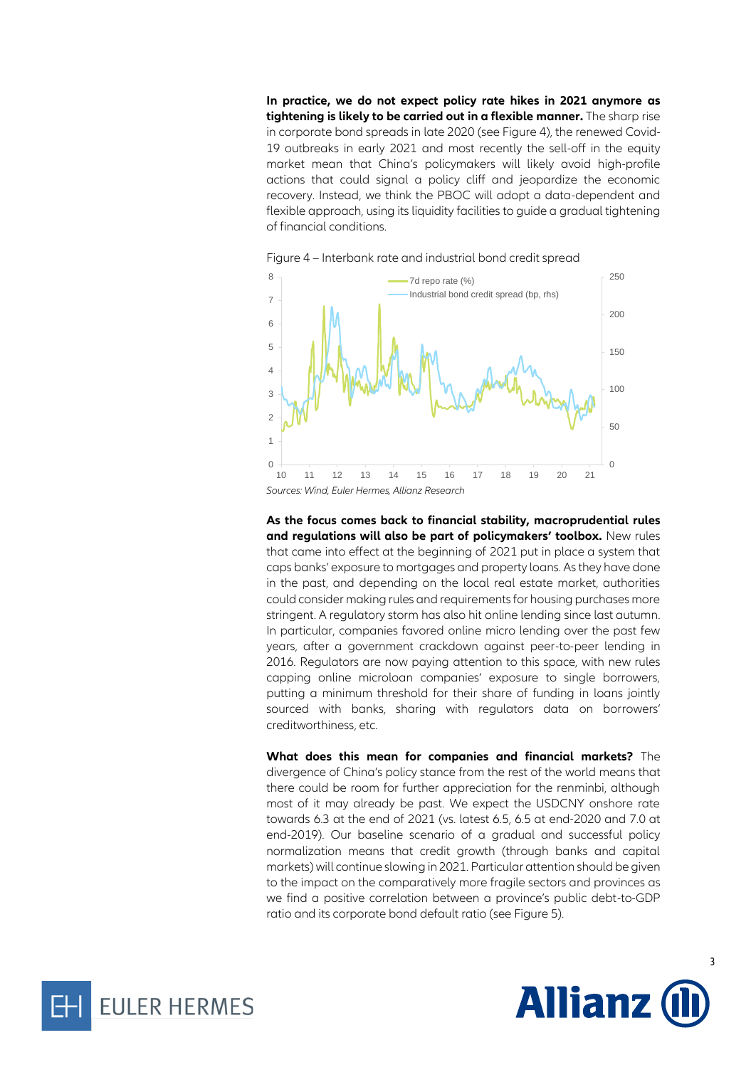**In practice, we do not expect policy rate hikes in 2021 anymore as tightening is likely to be carried out in a flexible manner.** The sharp rise in corporate bond spreads in late 2020 (see Figure 4), the renewed Covid-19 outbreaks in early 2021 and most recently the sell-off in the equity market mean that China's policymakers will likely avoid high-profile actions that could signal a policy cliff and jeopardize the economic recovery. Instead, we think the PBOC will adopt a data-dependent and flexible approach, using its liquidity facilities to guide a gradual tightening of financial conditions.

Figure 4 – Interbank rate and industrial bond credit spread

*Sources: Wind, Euler Hermes, Allianz Research*

**As the focus comes back to financial stability, macroprudential rules and regulations will also be part of policymakers' toolbox.** New rules that came into effect at the beginning of 2021 put in place a system that caps banks' exposure to mortgages and property loans. As they have done in the past, and depending on the local real estate market, authorities could consider making rules and requirements for housing purchases more stringent. A regulatory storm has also hit online lending since last autumn. In particular, companies favored online micro lending over the past few years, after a government crackdown against peer-to-peer lending in 2016. Regulators are now paying attention to this space, with new rules capping online microloan companies' exposure to single borrowers, putting a minimum threshold for their share of funding in loans jointly sourced with banks, sharing with regulators data on borrowers' creditworthiness, etc.

**What does this mean for companies and financial markets?** The divergence of China's policy stance from the rest of the world means that there could be room for further appreciation for the renminbi, although most of it may already be past. We expect the USDCNY onshore rate towards 6.3 at the end of 2021 (vs. latest 6.5, 6.5 at end-2020 and 7.0 at end-2019). Our baseline scenario of a gradual and successful policy normalization means that credit growth (through banks and capital markets) will continue slowing in 2021. Particular attention should be given to the impact on the comparatively more fragile sectors and provinces as we find a positive correlation between a province's public debt-to-GDP ratio and its corporate bond default ratio (see Figure 5).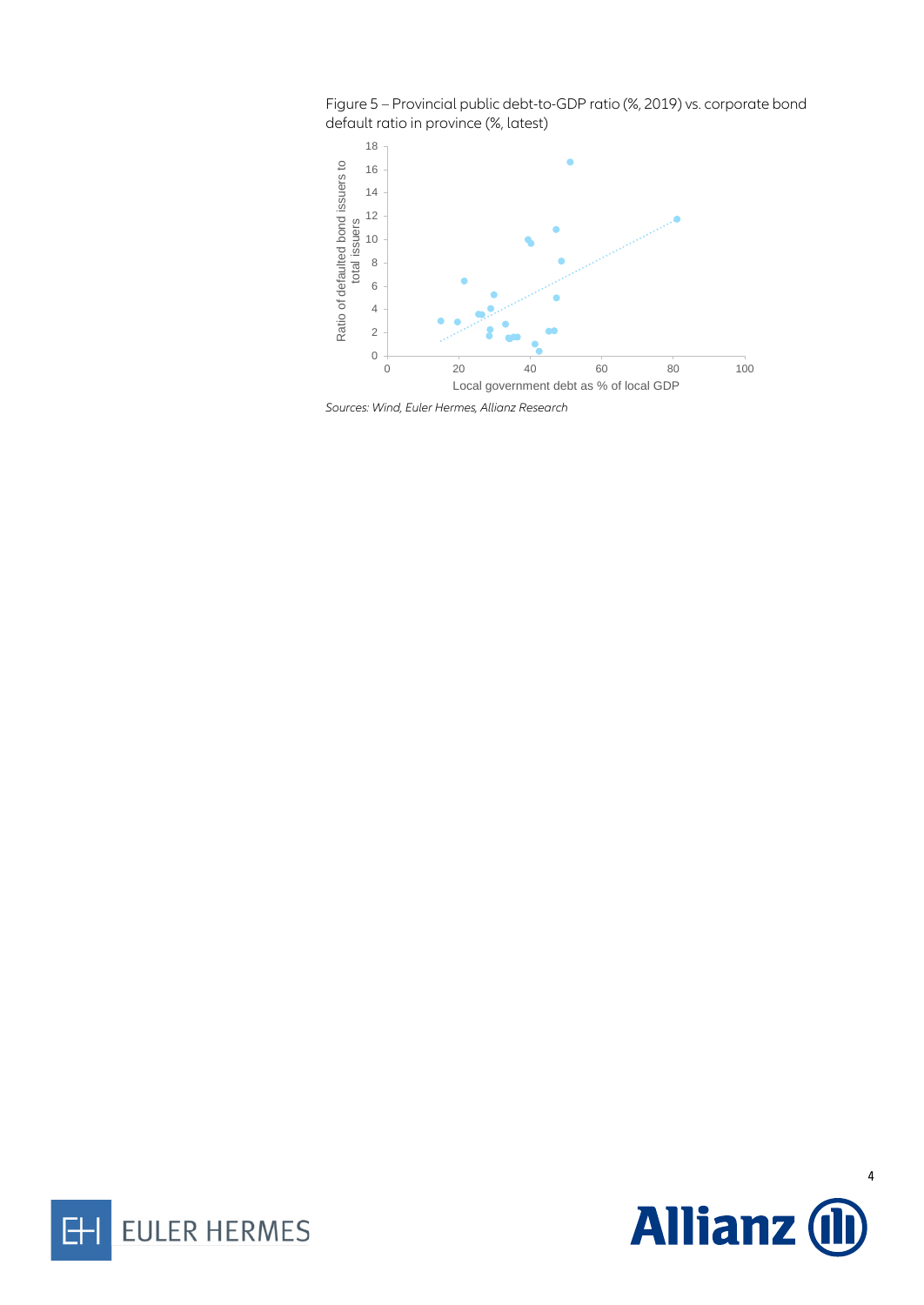Figure 5 – Provincial public debt-to-GDP ratio (%, 2019) vs. corporate bond default ratio in province (%, latest)

*Sources: Wind, Euler Hermes, Allianz Research*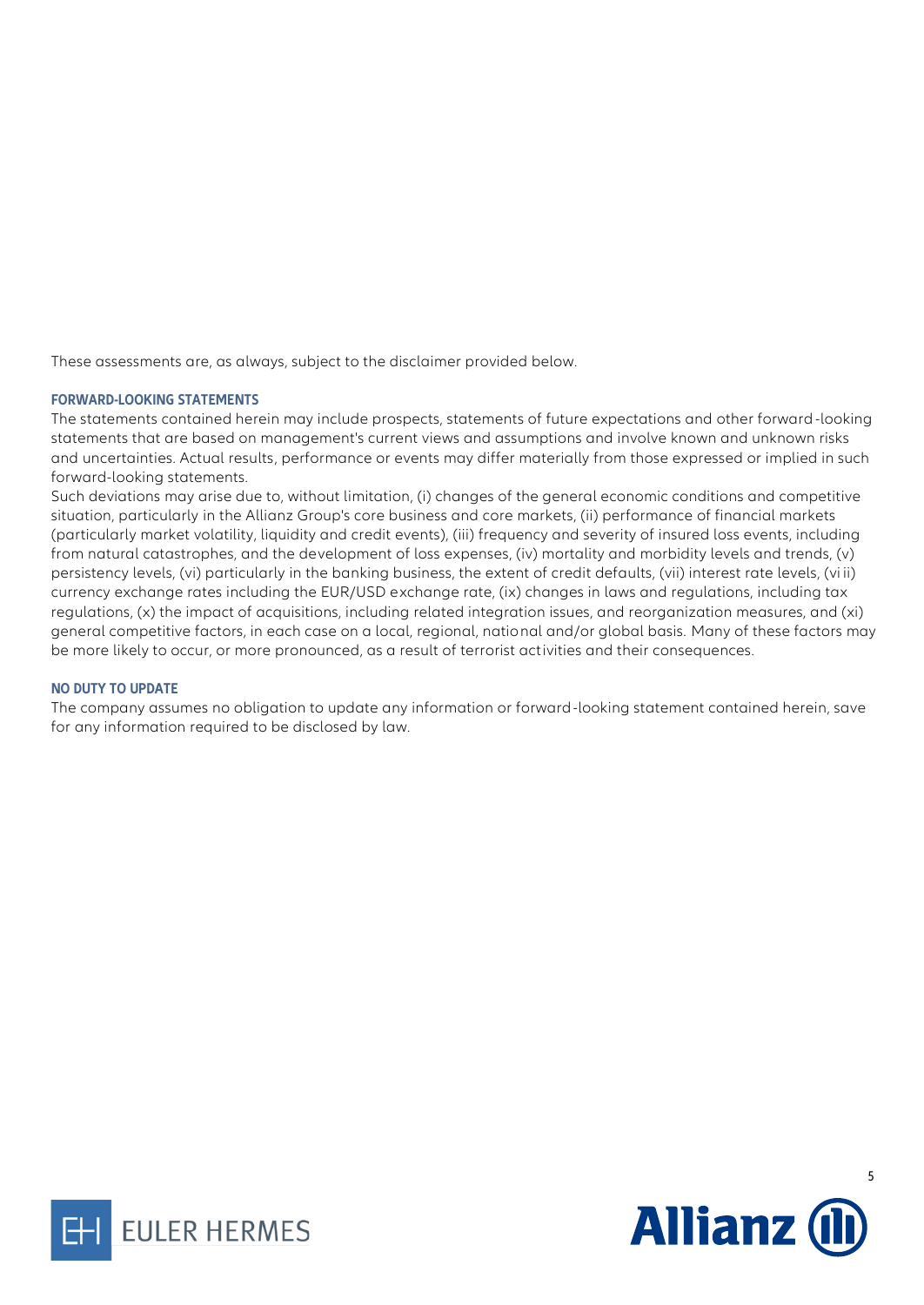These assessments are, as always, subject to the disclaimer provided below.

**FORWARD-LOOKING STATEMENTS**

The statements contained herein may include prospects, statements of future expectations and other forward-looking statements that are based on management's current views and assumptions and involve known and unknown risks and uncertainties. Actual results, performance or events may differ materially from those expressed or implied in such forward-looking statements.

Such deviations may arise due to, without limitation, (i) changes of the general economic conditions and competitive situation, particularly in the Allianz Group's core business and core markets, (ii) performance of financial markets (particularly market volatility, liquidity and credit events), (iii) frequency and severity of insured loss events, including from natural catastrophes, and the development of loss expenses, (iv) mortality and morbidity levels and trends, (v) persistency levels, (vi) particularly in the banking business, the extent of credit defaults, (vii) interest rate levels, (viii) currency exchange rates including the EUR/USD exchange rate, (ix) changes in laws and regulations, including tax regulations, (x) the impact of acquisitions, including related integration issues, and reorganization measures, and (xi) general competitive factors, in each case on a local, regional, national and/or global basis. Many of these factors may be more likely to occur, or more pronounced, as a result of terrorist activities and their consequences.

**NO DUTY TO UPDATE**

The company assumes no obligation to update any information or forward-looking statement contained herein, save for any information required to be disclosed by law.